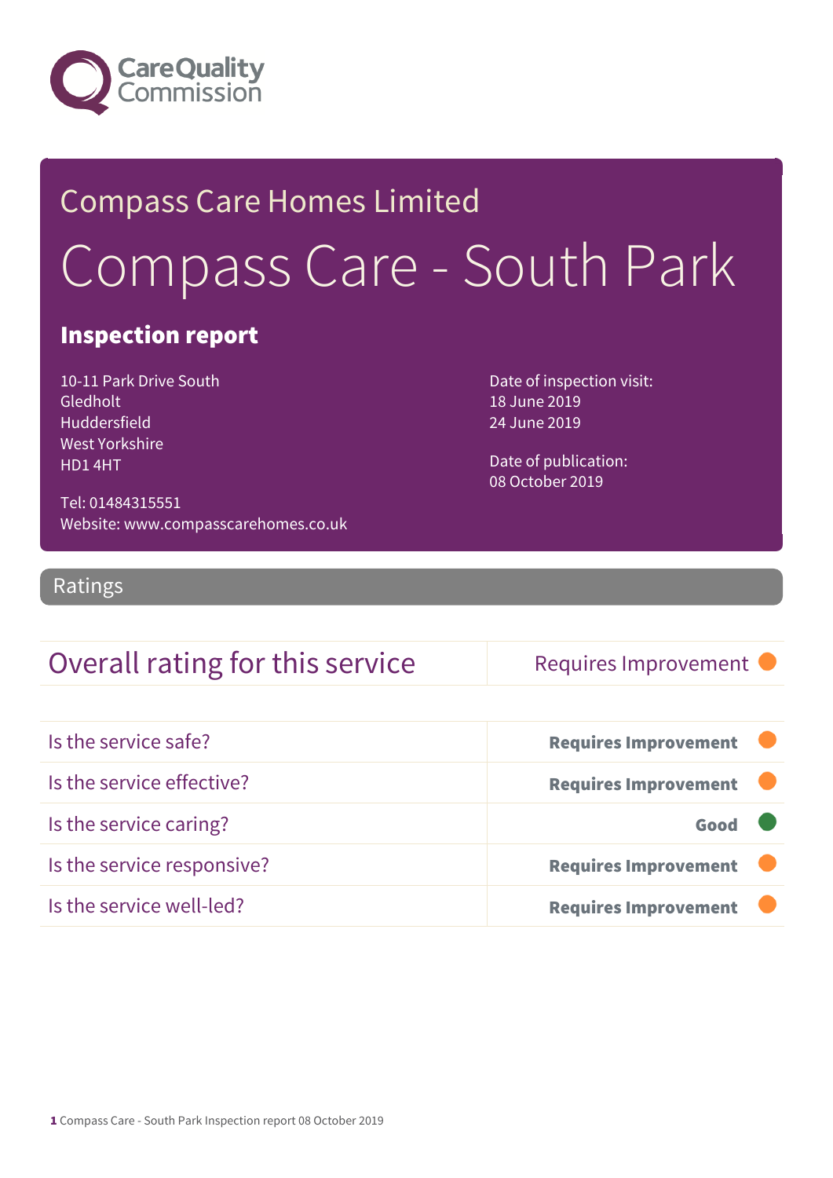Care Quality Commission

# Compass Care Homes Limited

# Compass Care - South Park

## Inspection report

10-11 Park Drive South
Gledholt
Huddersfield
West Yorkshire
HD1 4HT

Tel: 01484315551
Website: www.compasscarehomes.co.uk

Date of inspection visit:
18 June 2019
24 June 2019

Date of publication:
08 October 2019

## Ratings

| Overall rating for this service | Requires Improvement |
|---|---|

| | |
|---|---|
| Is the service safe? | **Requires Improvement** |
| Is the service effective? | **Requires Improvement** |
| Is the service caring? | **Good** |
| Is the service responsive? | **Requires Improvement** |
| Is the service well-led? | **Requires Improvement** |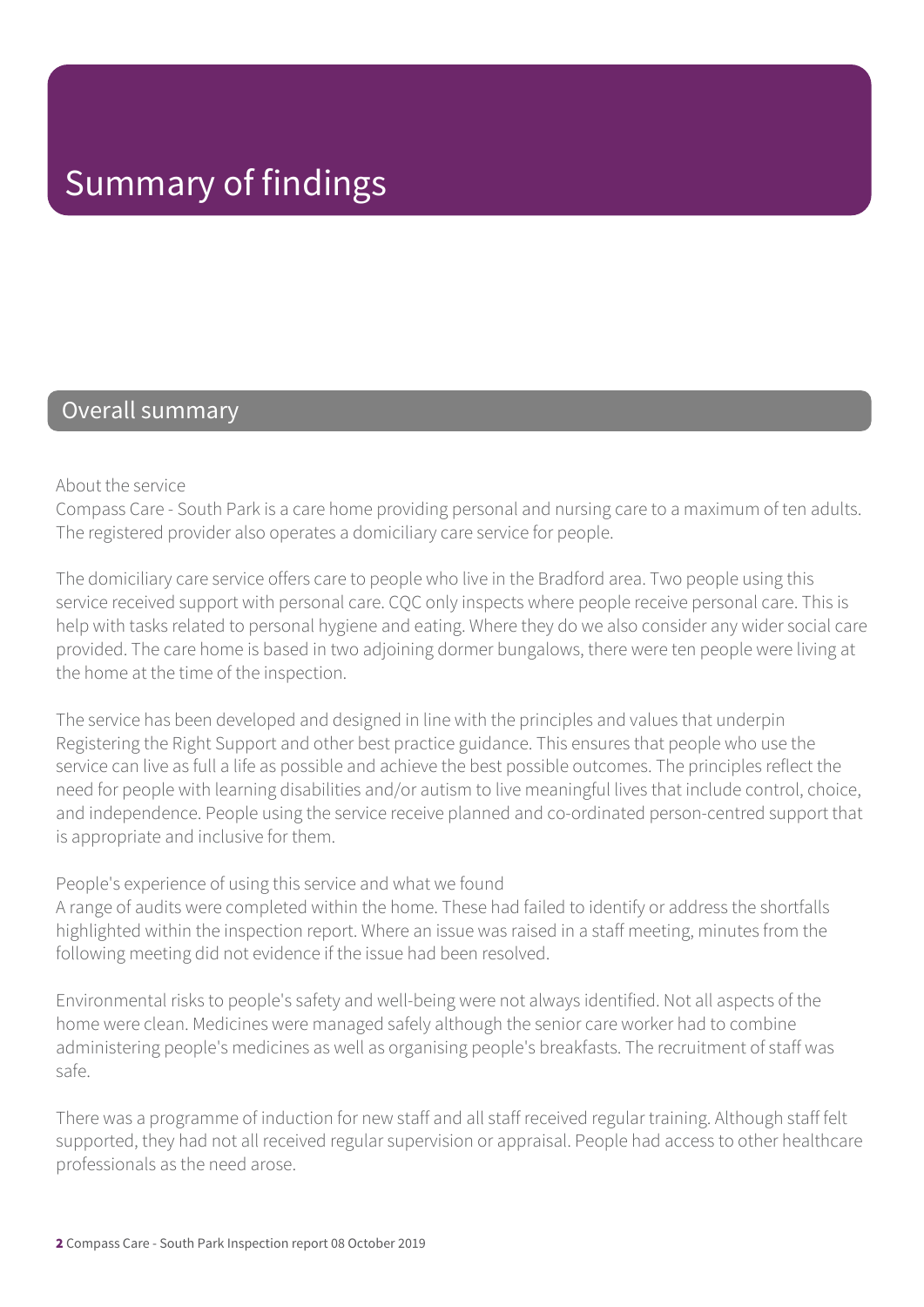# Summary of findings

## Overall summary

About the service

Compass Care - South Park is a care home providing personal and nursing care to a maximum of ten adults. The registered provider also operates a domiciliary care service for people.

The domiciliary care service offers care to people who live in the Bradford area. Two people using this service received support with personal care. CQC only inspects where people receive personal care. This is help with tasks related to personal hygiene and eating. Where they do we also consider any wider social care provided. The care home is based in two adjoining dormer bungalows, there were ten people were living at the home at the time of the inspection.

The service has been developed and designed in line with the principles and values that underpin Registering the Right Support and other best practice guidance. This ensures that people who use the service can live as full a life as possible and achieve the best possible outcomes. The principles reflect the need for people with learning disabilities and/or autism to live meaningful lives that include control, choice, and independence. People using the service receive planned and co-ordinated person-centred support that is appropriate and inclusive for them.

People's experience of using this service and what we found

A range of audits were completed within the home. These had failed to identify or address the shortfalls highlighted within the inspection report. Where an issue was raised in a staff meeting, minutes from the following meeting did not evidence if the issue had been resolved.

Environmental risks to people's safety and well-being were not always identified. Not all aspects of the home were clean. Medicines were managed safely although the senior care worker had to combine administering people's medicines as well as organising people's breakfasts. The recruitment of staff was safe.

There was a programme of induction for new staff and all staff received regular training. Although staff felt supported, they had not all received regular supervision or appraisal. People had access to other healthcare professionals as the need arose.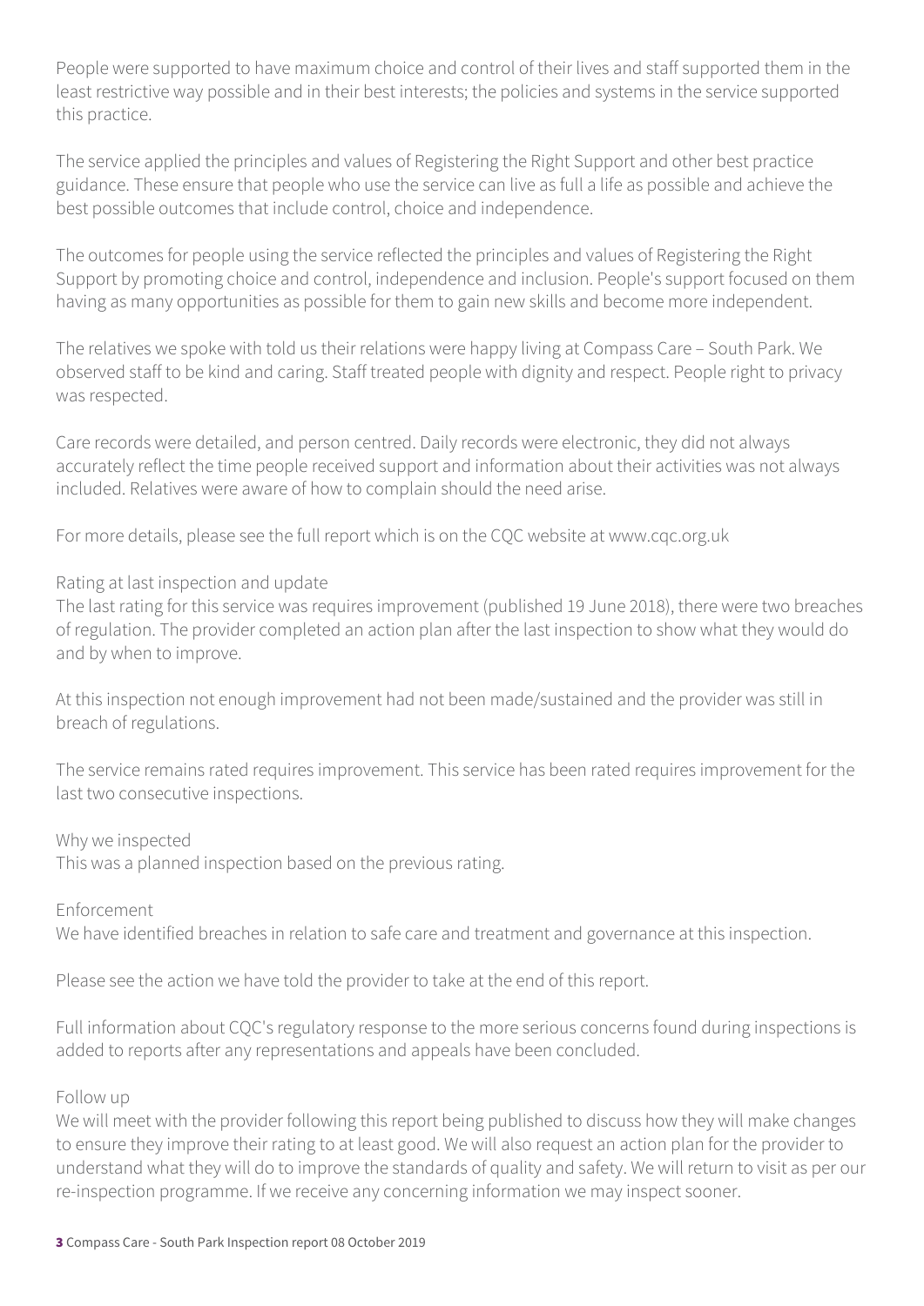People were supported to have maximum choice and control of their lives and staff supported them in the least restrictive way possible and in their best interests; the policies and systems in the service supported this practice.

The service applied the principles and values of Registering the Right Support and other best practice guidance. These ensure that people who use the service can live as full a life as possible and achieve the best possible outcomes that include control, choice and independence.

The outcomes for people using the service reflected the principles and values of Registering the Right Support by promoting choice and control, independence and inclusion. People's support focused on them having as many opportunities as possible for them to gain new skills and become more independent.

The relatives we spoke with told us their relations were happy living at Compass Care – South Park. We observed staff to be kind and caring. Staff treated people with dignity and respect. People right to privacy was respected.

Care records were detailed, and person centred. Daily records were electronic, they did not always accurately reflect the time people received support and information about their activities was not always included. Relatives were aware of how to complain should the need arise.

For more details, please see the full report which is on the CQC website at www.cqc.org.uk

Rating at last inspection and update
The last rating for this service was requires improvement (published 19 June 2018), there were two breaches of regulation. The provider completed an action plan after the last inspection to show what they would do and by when to improve.

At this inspection not enough improvement had not been made/sustained and the provider was still in breach of regulations.

The service remains rated requires improvement. This service has been rated requires improvement for the last two consecutive inspections.

Why we inspected
This was a planned inspection based on the previous rating.

Enforcement
We have identified breaches in relation to safe care and treatment and governance at this inspection.

Please see the action we have told the provider to take at the end of this report.

Full information about CQC's regulatory response to the more serious concerns found during inspections is added to reports after any representations and appeals have been concluded.

Follow up
We will meet with the provider following this report being published to discuss how they will make changes to ensure they improve their rating to at least good. We will also request an action plan for the provider to understand what they will do to improve the standards of quality and safety. We will return to visit as per our re-inspection programme. If we receive any concerning information we may inspect sooner.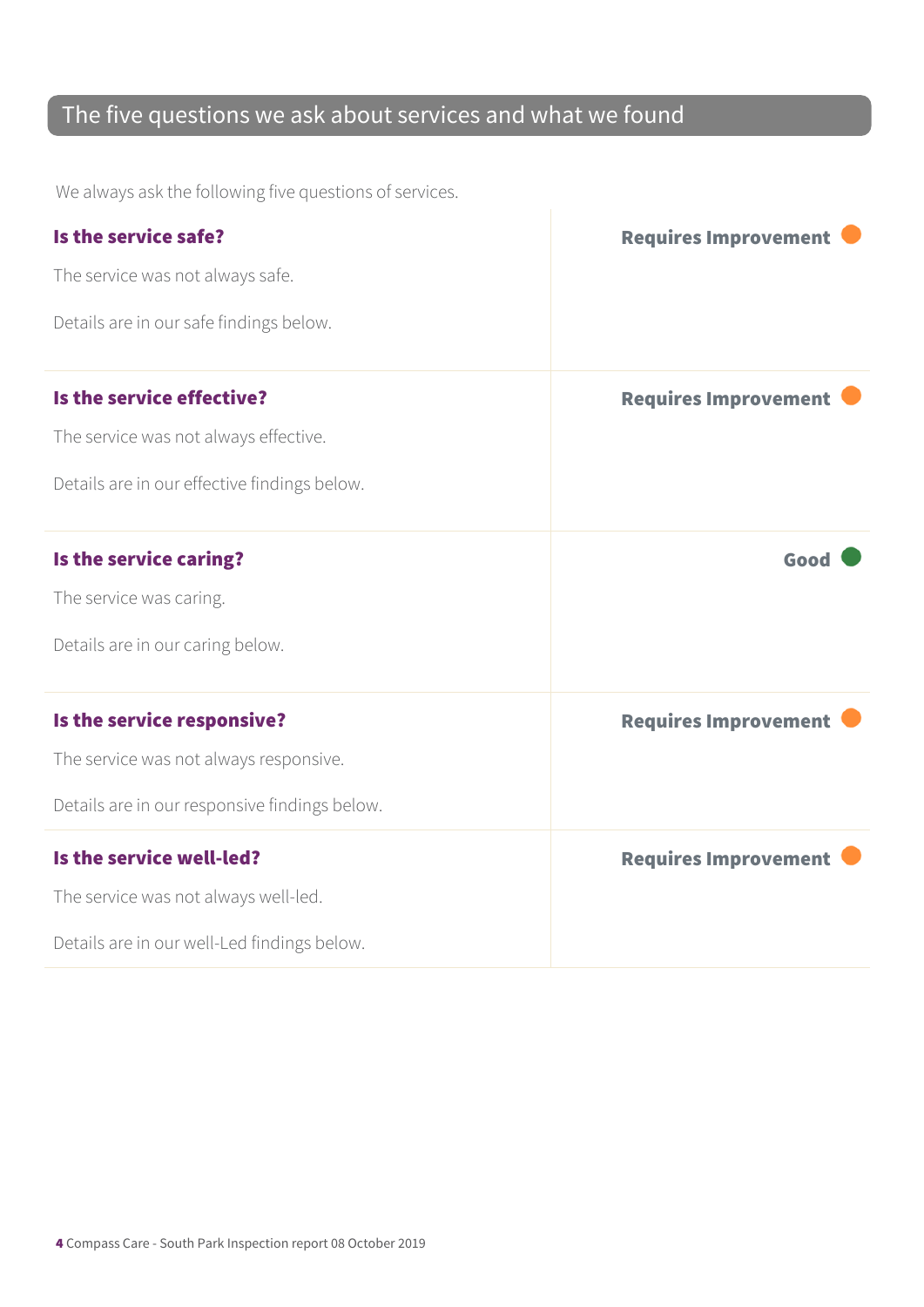## The five questions we ask about services and what we found

We always ask the following five questions of services.

### Is the service safe?

**Requires Improvement**

The service was not always safe.

Details are in our safe findings below.

### Is the service effective?

**Requires Improvement**

The service was not always effective.

Details are in our effective findings below.

### Is the service caring?

**Good**

The service was caring.

Details are in our caring below.

### Is the service responsive?

**Requires Improvement**

The service was not always responsive.

Details are in our responsive findings below.

### Is the service well-led?

**Requires Improvement**

The service was not always well-led.

Details are in our well-Led findings below.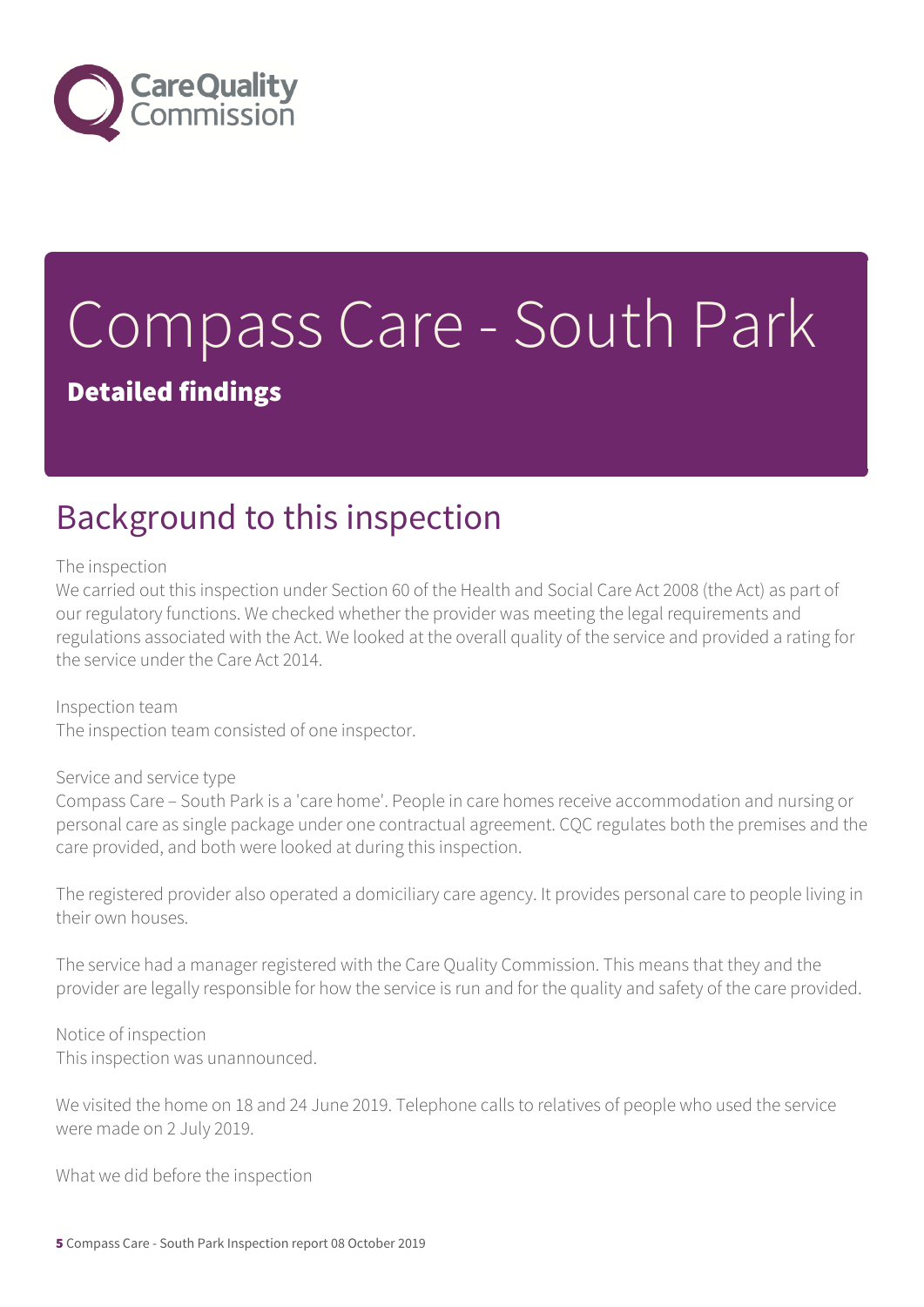# Compass Care - South Park

**Detailed findings**

## Background to this inspection

The inspection
We carried out this inspection under Section 60 of the Health and Social Care Act 2008 (the Act) as part of our regulatory functions. We checked whether the provider was meeting the legal requirements and regulations associated with the Act. We looked at the overall quality of the service and provided a rating for the service under the Care Act 2014.

Inspection team
The inspection team consisted of one inspector.

Service and service type
Compass Care – South Park is a 'care home'. People in care homes receive accommodation and nursing or personal care as single package under one contractual agreement. CQC regulates both the premises and the care provided, and both were looked at during this inspection.

The registered provider also operated a domiciliary care agency. It provides personal care to people living in their own houses.

The service had a manager registered with the Care Quality Commission. This means that they and the provider are legally responsible for how the service is run and for the quality and safety of the care provided.

Notice of inspection
This inspection was unannounced.

We visited the home on 18 and 24 June 2019. Telephone calls to relatives of people who used the service were made on 2 July 2019.

What we did before the inspection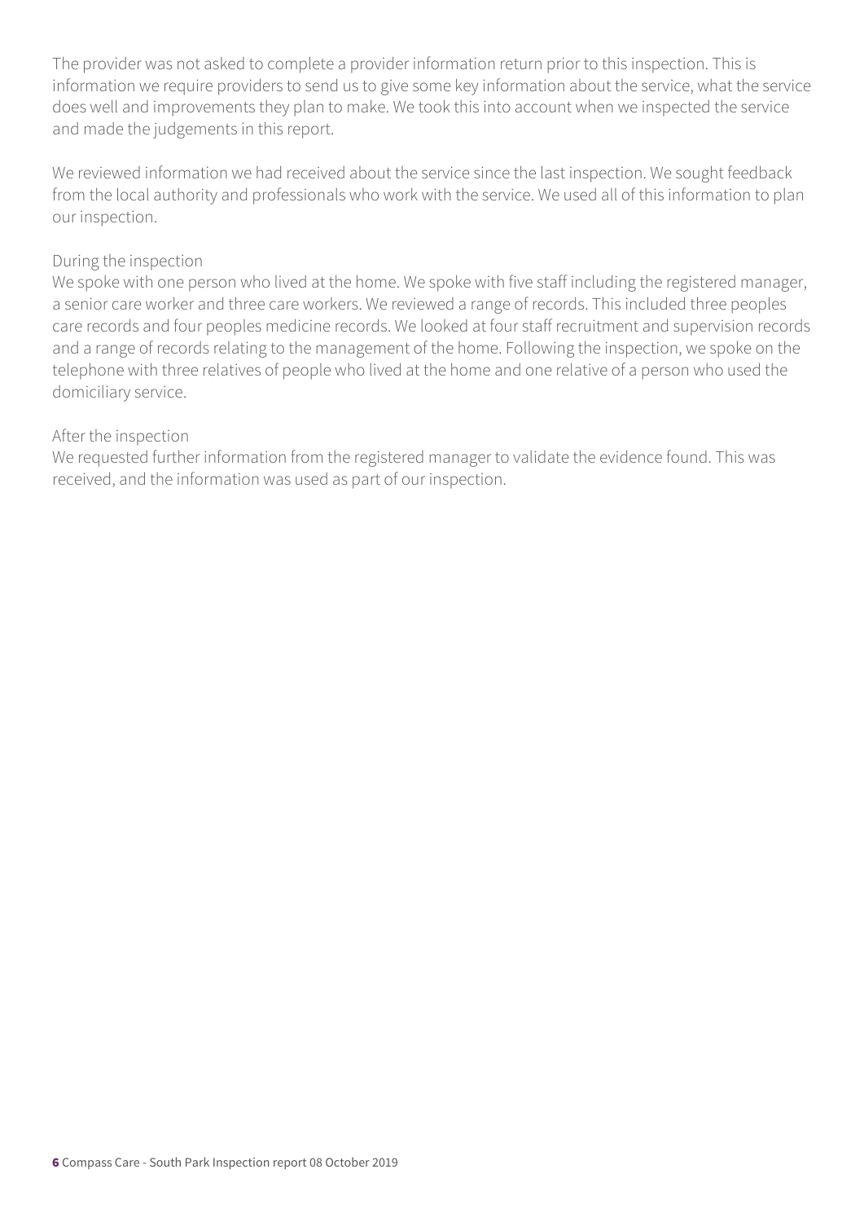The provider was not asked to complete a provider information return prior to this inspection. This is information we require providers to send us to give some key information about the service, what the service does well and improvements they plan to make. We took this into account when we inspected the service and made the judgements in this report.

We reviewed information we had received about the service since the last inspection. We sought feedback from the local authority and professionals who work with the service. We used all of this information to plan our inspection.

During the inspection
We spoke with one person who lived at the home. We spoke with five staff including the registered manager, a senior care worker and three care workers. We reviewed a range of records. This included three peoples care records and four peoples medicine records. We looked at four staff recruitment and supervision records and a range of records relating to the management of the home. Following the inspection, we spoke on the telephone with three relatives of people who lived at the home and one relative of a person who used the domiciliary service.

After the inspection
We requested further information from the registered manager to validate the evidence found. This was received, and the information was used as part of our inspection.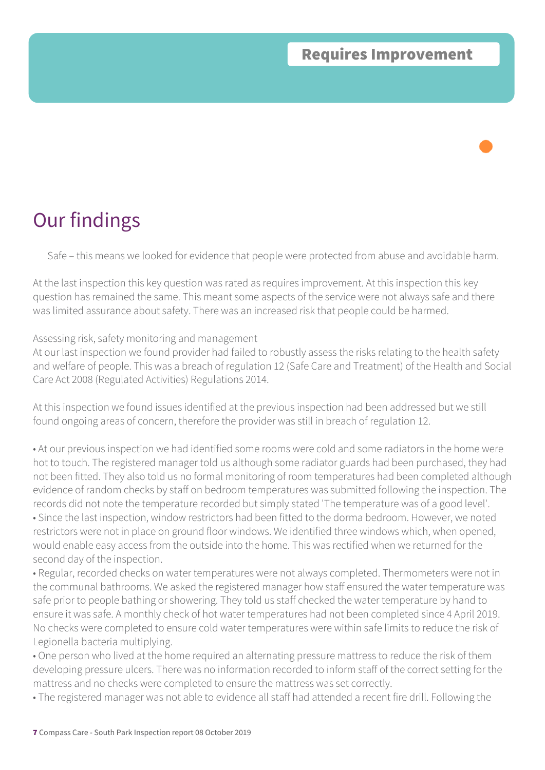**Requires Improvement**

# Our findings

Safe – this means we looked for evidence that people were protected from abuse and avoidable harm.

At the last inspection this key question was rated as requires improvement. At this inspection this key question has remained the same. This meant some aspects of the service were not always safe and there was limited assurance about safety. There was an increased risk that people could be harmed.

Assessing risk, safety monitoring and management

At our last inspection we found provider had failed to robustly assess the risks relating to the health safety and welfare of people. This was a breach of regulation 12 (Safe Care and Treatment) of the Health and Social Care Act 2008 (Regulated Activities) Regulations 2014.

At this inspection we found issues identified at the previous inspection had been addressed but we still found ongoing areas of concern, therefore the provider was still in breach of regulation 12.

- At our previous inspection we had identified some rooms were cold and some radiators in the home were hot to touch. The registered manager told us although some radiator guards had been purchased, they had not been fitted. They also told us no formal monitoring of room temperatures had been completed although evidence of random checks by staff on bedroom temperatures was submitted following the inspection. The records did not note the temperature recorded but simply stated 'The temperature was of a good level'.
- Since the last inspection, window restrictors had been fitted to the dorma bedroom. However, we noted restrictors were not in place on ground floor windows. We identified three windows which, when opened, would enable easy access from the outside into the home. This was rectified when we returned for the second day of the inspection.
- Regular, recorded checks on water temperatures were not always completed. Thermometers were not in the communal bathrooms. We asked the registered manager how staff ensured the water temperature was safe prior to people bathing or showering. They told us staff checked the water temperature by hand to ensure it was safe. A monthly check of hot water temperatures had not been completed since 4 April 2019. No checks were completed to ensure cold water temperatures were within safe limits to reduce the risk of Legionella bacteria multiplying.
- One person who lived at the home required an alternating pressure mattress to reduce the risk of them developing pressure ulcers. There was no information recorded to inform staff of the correct setting for the mattress and no checks were completed to ensure the mattress was set correctly.
- The registered manager was not able to evidence all staff had attended a recent fire drill. Following the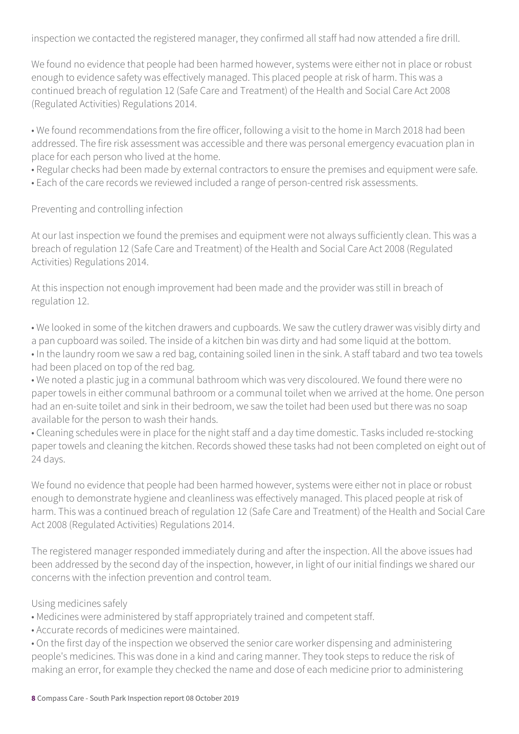inspection we contacted the registered manager, they confirmed all staff had now attended a fire drill.

We found no evidence that people had been harmed however, systems were either not in place or robust enough to evidence safety was effectively managed. This placed people at risk of harm. This was a continued breach of regulation 12 (Safe Care and Treatment) of the Health and Social Care Act 2008 (Regulated Activities) Regulations 2014.

- We found recommendations from the fire officer, following a visit to the home in March 2018 had been addressed. The fire risk assessment was accessible and there was personal emergency evacuation plan in place for each person who lived at the home.
- Regular checks had been made by external contractors to ensure the premises and equipment were safe.
- Each of the care records we reviewed included a range of person-centred risk assessments.

### Preventing and controlling infection

At our last inspection we found the premises and equipment were not always sufficiently clean. This was a breach of regulation 12 (Safe Care and Treatment) of the Health and Social Care Act 2008 (Regulated Activities) Regulations 2014.

At this inspection not enough improvement had been made and the provider was still in breach of regulation 12.

- We looked in some of the kitchen drawers and cupboards. We saw the cutlery drawer was visibly dirty and a pan cupboard was soiled. The inside of a kitchen bin was dirty and had some liquid at the bottom.
- In the laundry room we saw a red bag, containing soiled linen in the sink. A staff tabard and two tea towels had been placed on top of the red bag.
- We noted a plastic jug in a communal bathroom which was very discoloured. We found there were no paper towels in either communal bathroom or a communal toilet when we arrived at the home. One person had an en-suite toilet and sink in their bedroom, we saw the toilet had been used but there was no soap available for the person to wash their hands.
- Cleaning schedules were in place for the night staff and a day time domestic. Tasks included re-stocking paper towels and cleaning the kitchen. Records showed these tasks had not been completed on eight out of 24 days.

We found no evidence that people had been harmed however, systems were either not in place or robust enough to demonstrate hygiene and cleanliness was effectively managed. This placed people at risk of harm. This was a continued breach of regulation 12 (Safe Care and Treatment) of the Health and Social Care Act 2008 (Regulated Activities) Regulations 2014.

The registered manager responded immediately during and after the inspection. All the above issues had been addressed by the second day of the inspection, however, in light of our initial findings we shared our concerns with the infection prevention and control team.

### Using medicines safely

- Medicines were administered by staff appropriately trained and competent staff.
- Accurate records of medicines were maintained.
- On the first day of the inspection we observed the senior care worker dispensing and administering people's medicines. This was done in a kind and caring manner. They took steps to reduce the risk of making an error, for example they checked the name and dose of each medicine prior to administering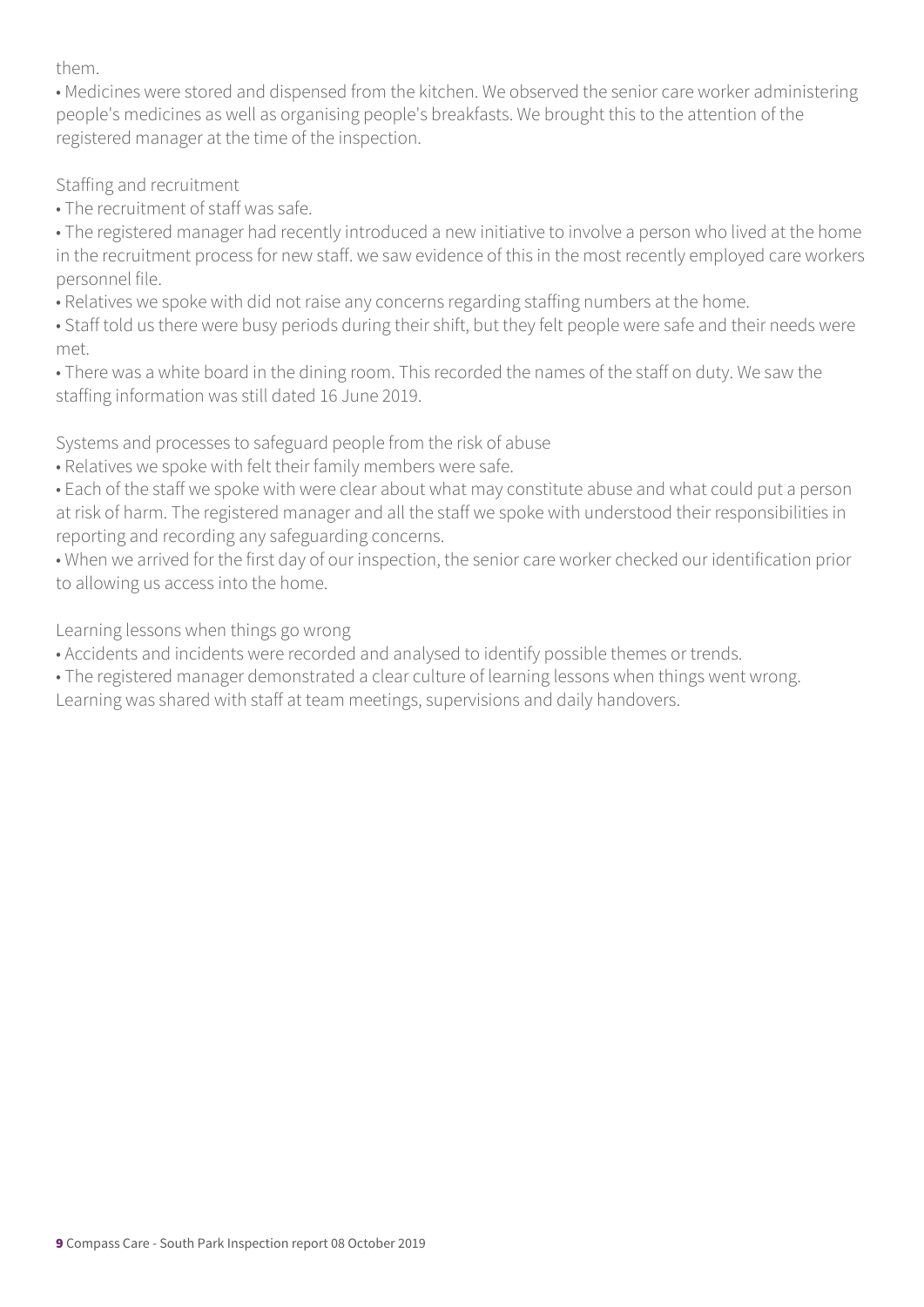them.

- Medicines were stored and dispensed from the kitchen. We observed the senior care worker administering people's medicines as well as organising people's breakfasts. We brought this to the attention of the registered manager at the time of the inspection.

Staffing and recruitment

- The recruitment of staff was safe.
- The registered manager had recently introduced a new initiative to involve a person who lived at the home in the recruitment process for new staff. we saw evidence of this in the most recently employed care workers personnel file.
- Relatives we spoke with did not raise any concerns regarding staffing numbers at the home.
- Staff told us there were busy periods during their shift, but they felt people were safe and their needs were met.
- There was a white board in the dining room. This recorded the names of the staff on duty. We saw the staffing information was still dated 16 June 2019.

Systems and processes to safeguard people from the risk of abuse

- Relatives we spoke with felt their family members were safe.
- Each of the staff we spoke with were clear about what may constitute abuse and what could put a person at risk of harm. The registered manager and all the staff we spoke with understood their responsibilities in reporting and recording any safeguarding concerns.
- When we arrived for the first day of our inspection, the senior care worker checked our identification prior to allowing us access into the home.

Learning lessons when things go wrong

- Accidents and incidents were recorded and analysed to identify possible themes or trends.
- The registered manager demonstrated a clear culture of learning lessons when things went wrong. Learning was shared with staff at team meetings, supervisions and daily handovers.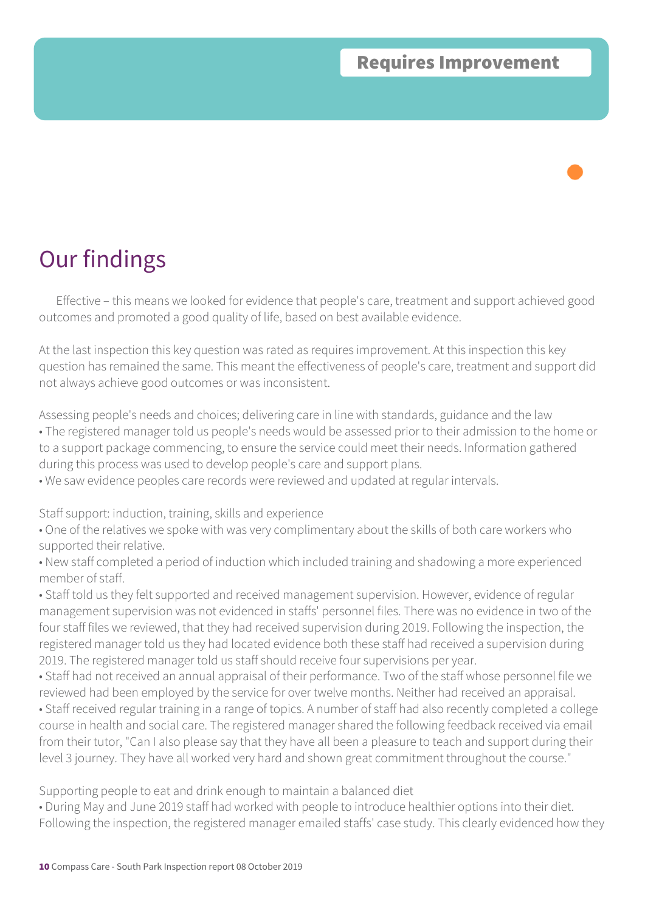**Requires Improvement**

# Our findings

Effective – this means we looked for evidence that people's care, treatment and support achieved good outcomes and promoted a good quality of life, based on best available evidence.

At the last inspection this key question was rated as requires improvement. At this inspection this key question has remained the same. This meant the effectiveness of people's care, treatment and support did not always achieve good outcomes or was inconsistent.

Assessing people's needs and choices; delivering care in line with standards, guidance and the law

- The registered manager told us people's needs would be assessed prior to their admission to the home or to a support package commencing, to ensure the service could meet their needs. Information gathered during this process was used to develop people's care and support plans.
- We saw evidence peoples care records were reviewed and updated at regular intervals.

Staff support: induction, training, skills and experience

- One of the relatives we spoke with was very complimentary about the skills of both care workers who supported their relative.
- New staff completed a period of induction which included training and shadowing a more experienced member of staff.
- Staff told us they felt supported and received management supervision. However, evidence of regular management supervision was not evidenced in staffs' personnel files. There was no evidence in two of the four staff files we reviewed, that they had received supervision during 2019. Following the inspection, the registered manager told us they had located evidence both these staff had received a supervision during 2019. The registered manager told us staff should receive four supervisions per year.
- Staff had not received an annual appraisal of their performance. Two of the staff whose personnel file we reviewed had been employed by the service for over twelve months. Neither had received an appraisal.
- Staff received regular training in a range of topics. A number of staff had also recently completed a college course in health and social care. The registered manager shared the following feedback received via email from their tutor, "Can I also please say that they have all been a pleasure to teach and support during their level 3 journey. They have all worked very hard and shown great commitment throughout the course."

Supporting people to eat and drink enough to maintain a balanced diet

- During May and June 2019 staff had worked with people to introduce healthier options into their diet. Following the inspection, the registered manager emailed staffs' case study. This clearly evidenced how they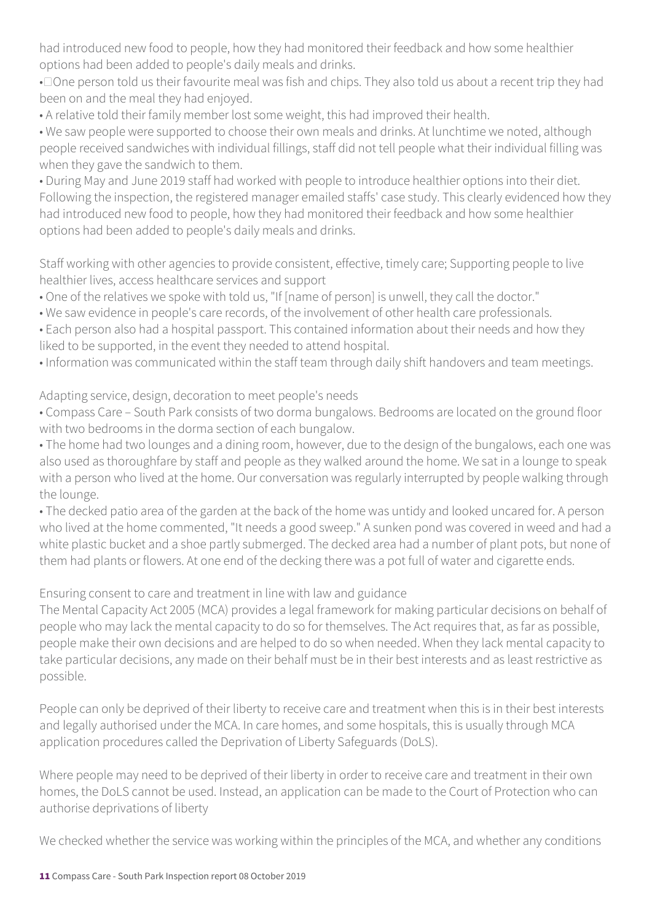had introduced new food to people, how they had monitored their feedback and how some healthier options had been added to people's daily meals and drinks.

- One person told us their favourite meal was fish and chips. They also told us about a recent trip they had been on and the meal they had enjoyed.
- A relative told their family member lost some weight, this had improved their health.
- We saw people were supported to choose their own meals and drinks. At lunchtime we noted, although people received sandwiches with individual fillings, staff did not tell people what their individual filling was when they gave the sandwich to them.
- During May and June 2019 staff had worked with people to introduce healthier options into their diet. Following the inspection, the registered manager emailed staffs' case study. This clearly evidenced how they had introduced new food to people, how they had monitored their feedback and how some healthier options had been added to people's daily meals and drinks.

Staff working with other agencies to provide consistent, effective, timely care; Supporting people to live healthier lives, access healthcare services and support

- One of the relatives we spoke with told us, "If [name of person] is unwell, they call the doctor."
- We saw evidence in people's care records, of the involvement of other health care professionals.
- Each person also had a hospital passport. This contained information about their needs and how they liked to be supported, in the event they needed to attend hospital.
- Information was communicated within the staff team through daily shift handovers and team meetings.

Adapting service, design, decoration to meet people's needs

- Compass Care – South Park consists of two dorma bungalows. Bedrooms are located on the ground floor with two bedrooms in the dorma section of each bungalow.
- The home had two lounges and a dining room, however, due to the design of the bungalows, each one was also used as thoroughfare by staff and people as they walked around the home. We sat in a lounge to speak with a person who lived at the home. Our conversation was regularly interrupted by people walking through the lounge.
- The decked patio area of the garden at the back of the home was untidy and looked uncared for. A person who lived at the home commented, "It needs a good sweep." A sunken pond was covered in weed and had a white plastic bucket and a shoe partly submerged. The decked area had a number of plant pots, but none of them had plants or flowers. At one end of the decking there was a pot full of water and cigarette ends.

Ensuring consent to care and treatment in line with law and guidance

The Mental Capacity Act 2005 (MCA) provides a legal framework for making particular decisions on behalf of people who may lack the mental capacity to do so for themselves. The Act requires that, as far as possible, people make their own decisions and are helped to do so when needed. When they lack mental capacity to take particular decisions, any made on their behalf must be in their best interests and as least restrictive as possible.

People can only be deprived of their liberty to receive care and treatment when this is in their best interests and legally authorised under the MCA. In care homes, and some hospitals, this is usually through MCA application procedures called the Deprivation of Liberty Safeguards (DoLS).

Where people may need to be deprived of their liberty in order to receive care and treatment in their own homes, the DoLS cannot be used. Instead, an application can be made to the Court of Protection who can authorise deprivations of liberty

We checked whether the service was working within the principles of the MCA, and whether any conditions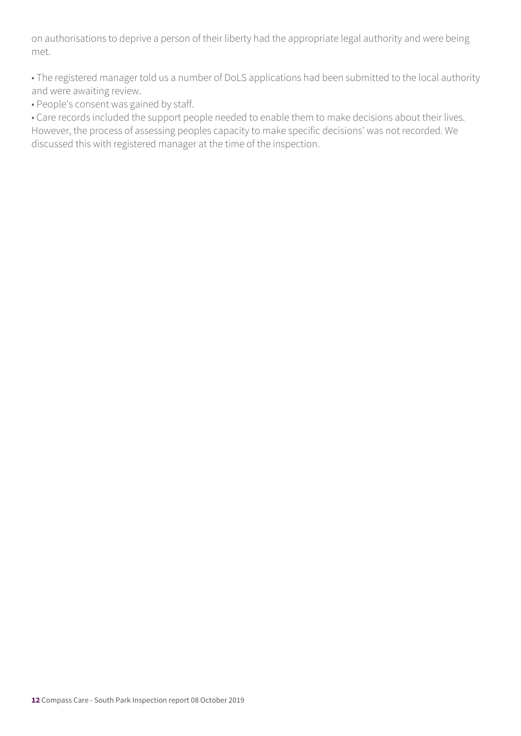on authorisations to deprive a person of their liberty had the appropriate legal authority and were being met.

• The registered manager told us a number of DoLS applications had been submitted to the local authority and were awaiting review.
• People's consent was gained by staff.
• Care records included the support people needed to enable them to make decisions about their lives. However, the process of assessing peoples capacity to make specific decisions' was not recorded. We discussed this with registered manager at the time of the inspection.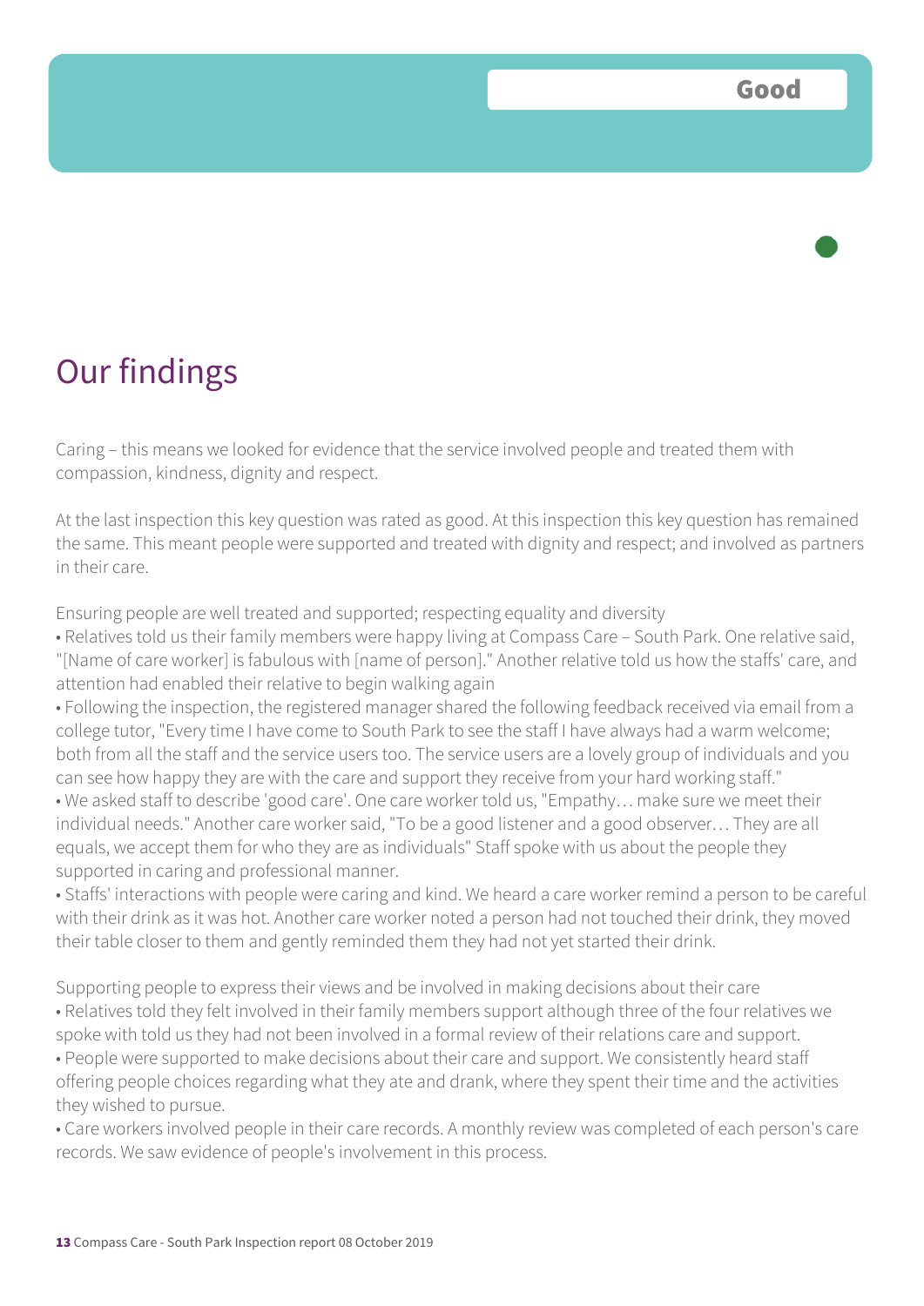Good

# Our findings

Caring – this means we looked for evidence that the service involved people and treated them with compassion, kindness, dignity and respect.

At the last inspection this key question was rated as good. At this inspection this key question has remained the same. This meant people were supported and treated with dignity and respect; and involved as partners in their care.

Ensuring people are well treated and supported; respecting equality and diversity

- Relatives told us their family members were happy living at Compass Care – South Park. One relative said, "[Name of care worker] is fabulous with [name of person]." Another relative told us how the staffs' care, and attention had enabled their relative to begin walking again
- Following the inspection, the registered manager shared the following feedback received via email from a college tutor, "Every time I have come to South Park to see the staff I have always had a warm welcome; both from all the staff and the service users too. The service users are a lovely group of individuals and you can see how happy they are with the care and support they receive from your hard working staff."
- We asked staff to describe 'good care'. One care worker told us, "Empathy… make sure we meet their individual needs." Another care worker said, "To be a good listener and a good observer… They are all equals, we accept them for who they are as individuals" Staff spoke with us about the people they supported in caring and professional manner.
- Staffs' interactions with people were caring and kind. We heard a care worker remind a person to be careful with their drink as it was hot. Another care worker noted a person had not touched their drink, they moved their table closer to them and gently reminded them they had not yet started their drink.

Supporting people to express their views and be involved in making decisions about their care

- Relatives told they felt involved in their family members support although three of the four relatives we spoke with told us they had not been involved in a formal review of their relations care and support.
- People were supported to make decisions about their care and support. We consistently heard staff offering people choices regarding what they ate and drank, where they spent their time and the activities they wished to pursue.
- Care workers involved people in their care records. A monthly review was completed of each person's care records. We saw evidence of people's involvement in this process.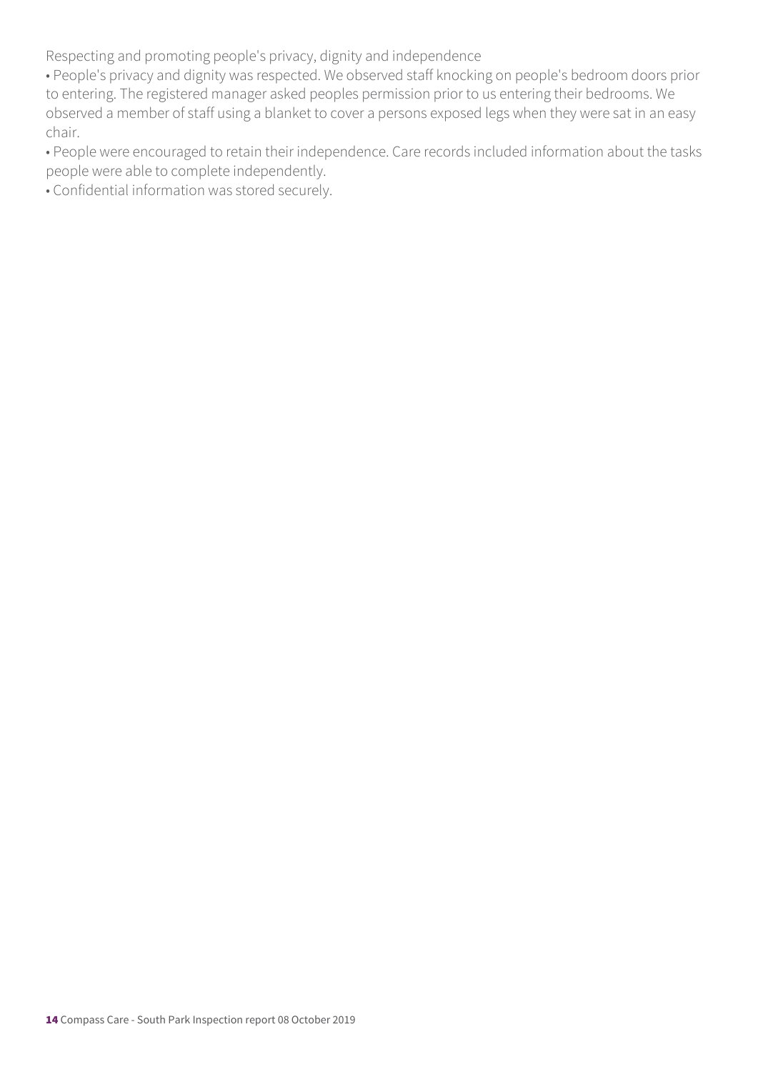Respecting and promoting people's privacy, dignity and independence

- People's privacy and dignity was respected. We observed staff knocking on people's bedroom doors prior to entering. The registered manager asked peoples permission prior to us entering their bedrooms. We observed a member of staff using a blanket to cover a persons exposed legs when they were sat in an easy chair.
- People were encouraged to retain their independence. Care records included information about the tasks people were able to complete independently.
- Confidential information was stored securely.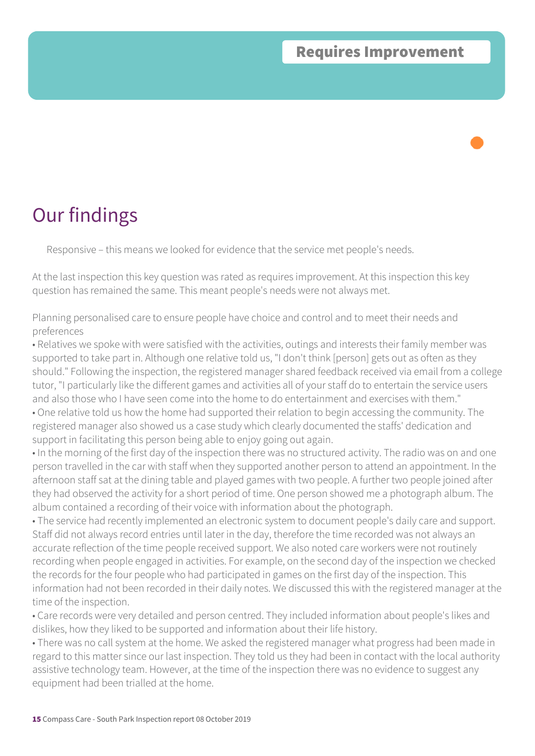**Requires Improvement**

# Our findings

Responsive – this means we looked for evidence that the service met people's needs.

At the last inspection this key question was rated as requires improvement. At this inspection this key question has remained the same. This meant people's needs were not always met.

Planning personalised care to ensure people have choice and control and to meet their needs and preferences

- Relatives we spoke with were satisfied with the activities, outings and interests their family member was supported to take part in. Although one relative told us, "I don't think [person] gets out as often as they should." Following the inspection, the registered manager shared feedback received via email from a college tutor, "I particularly like the different games and activities all of your staff do to entertain the service users and also those who I have seen come into the home to do entertainment and exercises with them."
- One relative told us how the home had supported their relation to begin accessing the community. The registered manager also showed us a case study which clearly documented the staffs' dedication and support in facilitating this person being able to enjoy going out again.
- In the morning of the first day of the inspection there was no structured activity. The radio was on and one person travelled in the car with staff when they supported another person to attend an appointment. In the afternoon staff sat at the dining table and played games with two people. A further two people joined after they had observed the activity for a short period of time. One person showed me a photograph album. The album contained a recording of their voice with information about the photograph.
- The service had recently implemented an electronic system to document people's daily care and support. Staff did not always record entries until later in the day, therefore the time recorded was not always an accurate reflection of the time people received support. We also noted care workers were not routinely recording when people engaged in activities. For example, on the second day of the inspection we checked the records for the four people who had participated in games on the first day of the inspection. This information had not been recorded in their daily notes. We discussed this with the registered manager at the time of the inspection.
- Care records were very detailed and person centred. They included information about people's likes and dislikes, how they liked to be supported and information about their life history.
- There was no call system at the home. We asked the registered manager what progress had been made in regard to this matter since our last inspection. They told us they had been in contact with the local authority assistive technology team. However, at the time of the inspection there was no evidence to suggest any equipment had been trialled at the home.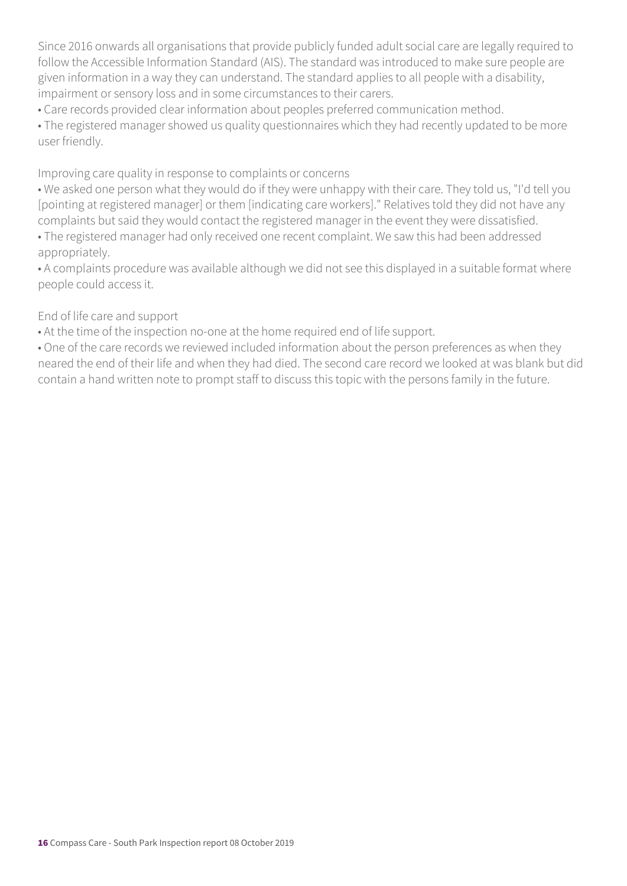Since 2016 onwards all organisations that provide publicly funded adult social care are legally required to follow the Accessible Information Standard (AIS). The standard was introduced to make sure people are given information in a way they can understand. The standard applies to all people with a disability, impairment or sensory loss and in some circumstances to their carers.

- Care records provided clear information about peoples preferred communication method.
- The registered manager showed us quality questionnaires which they had recently updated to be more user friendly.

Improving care quality in response to complaints or concerns

- We asked one person what they would do if they were unhappy with their care. They told us, "I'd tell you [pointing at registered manager] or them [indicating care workers]." Relatives told they did not have any complaints but said they would contact the registered manager in the event they were dissatisfied.
- The registered manager had only received one recent complaint. We saw this had been addressed appropriately.
- A complaints procedure was available although we did not see this displayed in a suitable format where people could access it.

End of life care and support

- At the time of the inspection no-one at the home required end of life support.
- One of the care records we reviewed included information about the person preferences as when they neared the end of their life and when they had died. The second care record we looked at was blank but did contain a hand written note to prompt staff to discuss this topic with the persons family in the future.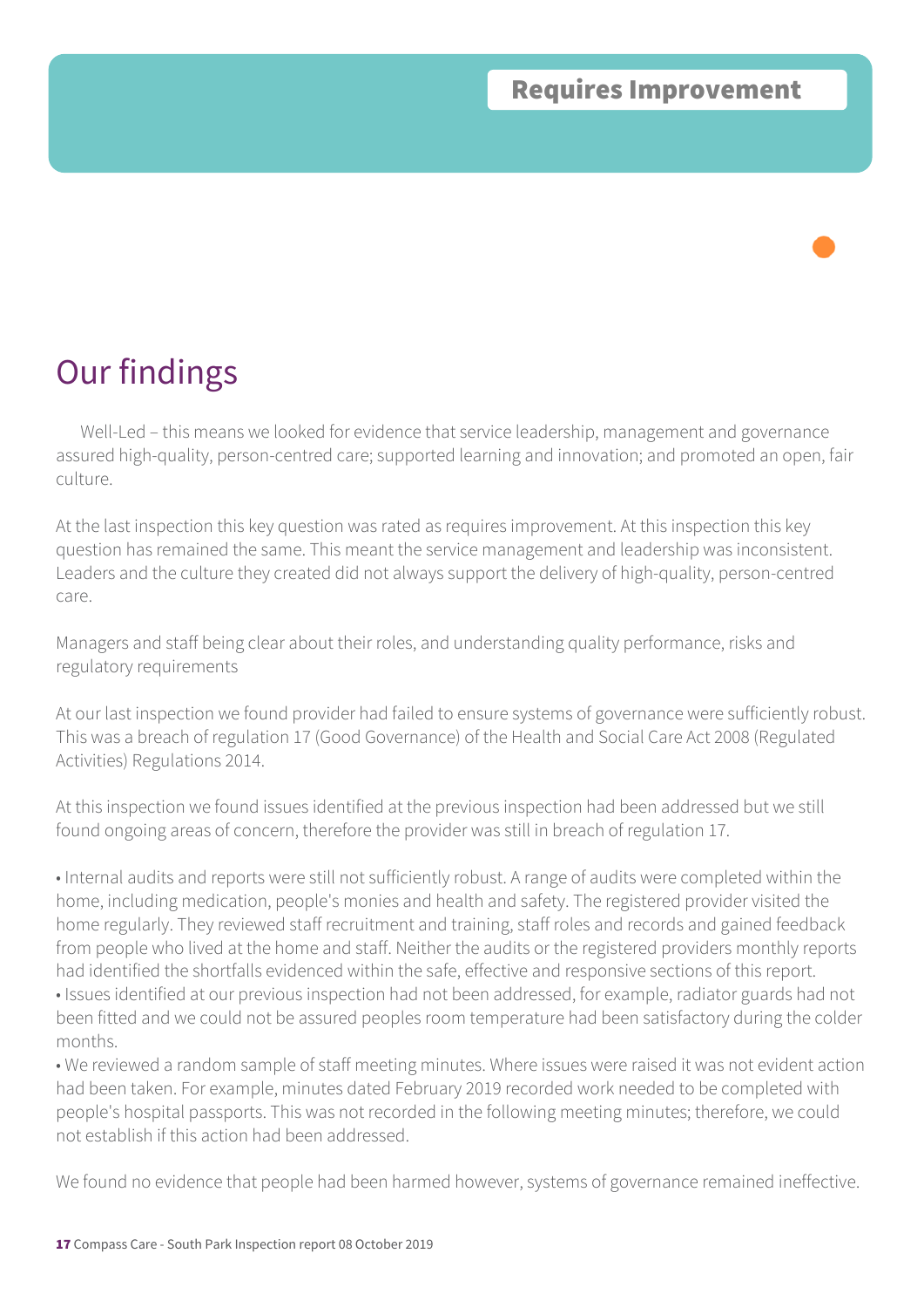**Requires Improvement**

# Our findings

Well-Led – this means we looked for evidence that service leadership, management and governance assured high-quality, person-centred care; supported learning and innovation; and promoted an open, fair culture.

At the last inspection this key question was rated as requires improvement. At this inspection this key question has remained the same. This meant the service management and leadership was inconsistent. Leaders and the culture they created did not always support the delivery of high-quality, person-centred care.

Managers and staff being clear about their roles, and understanding quality performance, risks and regulatory requirements

At our last inspection we found provider had failed to ensure systems of governance were sufficiently robust. This was a breach of regulation 17 (Good Governance) of the Health and Social Care Act 2008 (Regulated Activities) Regulations 2014.

At this inspection we found issues identified at the previous inspection had been addressed but we still found ongoing areas of concern, therefore the provider was still in breach of regulation 17.

- Internal audits and reports were still not sufficiently robust. A range of audits were completed within the home, including medication, people's monies and health and safety. The registered provider visited the home regularly. They reviewed staff recruitment and training, staff roles and records and gained feedback from people who lived at the home and staff. Neither the audits or the registered providers monthly reports had identified the shortfalls evidenced within the safe, effective and responsive sections of this report.
- Issues identified at our previous inspection had not been addressed, for example, radiator guards had not been fitted and we could not be assured peoples room temperature had been satisfactory during the colder months.
- We reviewed a random sample of staff meeting minutes. Where issues were raised it was not evident action had been taken. For example, minutes dated February 2019 recorded work needed to be completed with people's hospital passports. This was not recorded in the following meeting minutes; therefore, we could not establish if this action had been addressed.

We found no evidence that people had been harmed however, systems of governance remained ineffective.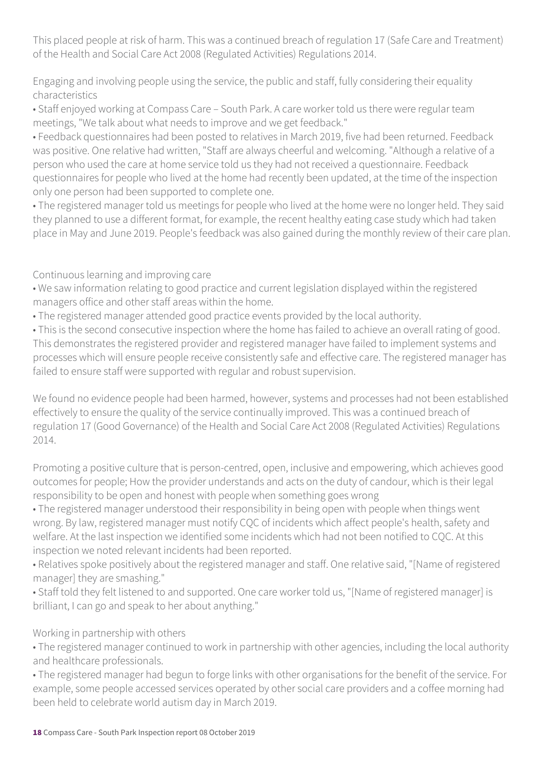This placed people at risk of harm. This was a continued breach of regulation 17 (Safe Care and Treatment) of the Health and Social Care Act 2008 (Regulated Activities) Regulations 2014.

Engaging and involving people using the service, the public and staff, fully considering their equality characteristics

- Staff enjoyed working at Compass Care – South Park. A care worker told us there were regular team meetings, "We talk about what needs to improve and we get feedback."
- Feedback questionnaires had been posted to relatives in March 2019, five had been returned. Feedback was positive. One relative had written, "Staff are always cheerful and welcoming. "Although a relative of a person who used the care at home service told us they had not received a questionnaire. Feedback questionnaires for people who lived at the home had recently been updated, at the time of the inspection only one person had been supported to complete one.
- The registered manager told us meetings for people who lived at the home were no longer held. They said they planned to use a different format, for example, the recent healthy eating case study which had taken place in May and June 2019. People's feedback was also gained during the monthly review of their care plan.

Continuous learning and improving care

- We saw information relating to good practice and current legislation displayed within the registered managers office and other staff areas within the home.
- The registered manager attended good practice events provided by the local authority.
- This is the second consecutive inspection where the home has failed to achieve an overall rating of good. This demonstrates the registered provider and registered manager have failed to implement systems and processes which will ensure people receive consistently safe and effective care. The registered manager has failed to ensure staff were supported with regular and robust supervision.

We found no evidence people had been harmed, however, systems and processes had not been established effectively to ensure the quality of the service continually improved. This was a continued breach of regulation 17 (Good Governance) of the Health and Social Care Act 2008 (Regulated Activities) Regulations 2014.

Promoting a positive culture that is person-centred, open, inclusive and empowering, which achieves good outcomes for people; How the provider understands and acts on the duty of candour, which is their legal responsibility to be open and honest with people when something goes wrong

- The registered manager understood their responsibility in being open with people when things went wrong. By law, registered manager must notify CQC of incidents which affect people's health, safety and welfare. At the last inspection we identified some incidents which had not been notified to CQC. At this inspection we noted relevant incidents had been reported.
- Relatives spoke positively about the registered manager and staff. One relative said, "[Name of registered manager] they are smashing."
- Staff told they felt listened to and supported. One care worker told us, "[Name of registered manager] is brilliant, I can go and speak to her about anything."

Working in partnership with others

- The registered manager continued to work in partnership with other agencies, including the local authority and healthcare professionals.
- The registered manager had begun to forge links with other organisations for the benefit of the service. For example, some people accessed services operated by other social care providers and a coffee morning had been held to celebrate world autism day in March 2019.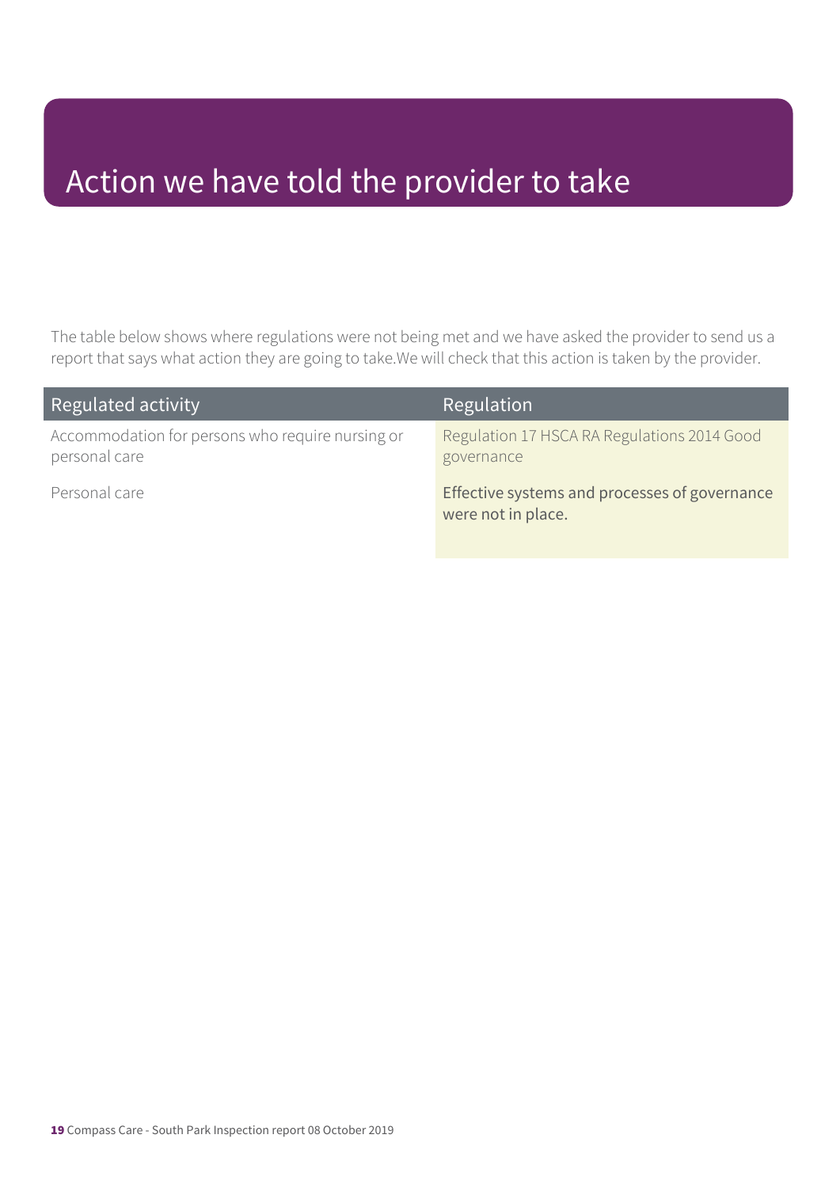# Action we have told the provider to take

The table below shows where regulations were not being met and we have asked the provider to send us a report that says what action they are going to take.We will check that this action is taken by the provider.

| Regulated activity | Regulation |
| --- | --- |
| Accommodation for persons who require nursing or personal care<br><br>Personal care | Regulation 17 HSCA RA Regulations 2014 Good governance<br><br>Effective systems and processes of governance were not in place. |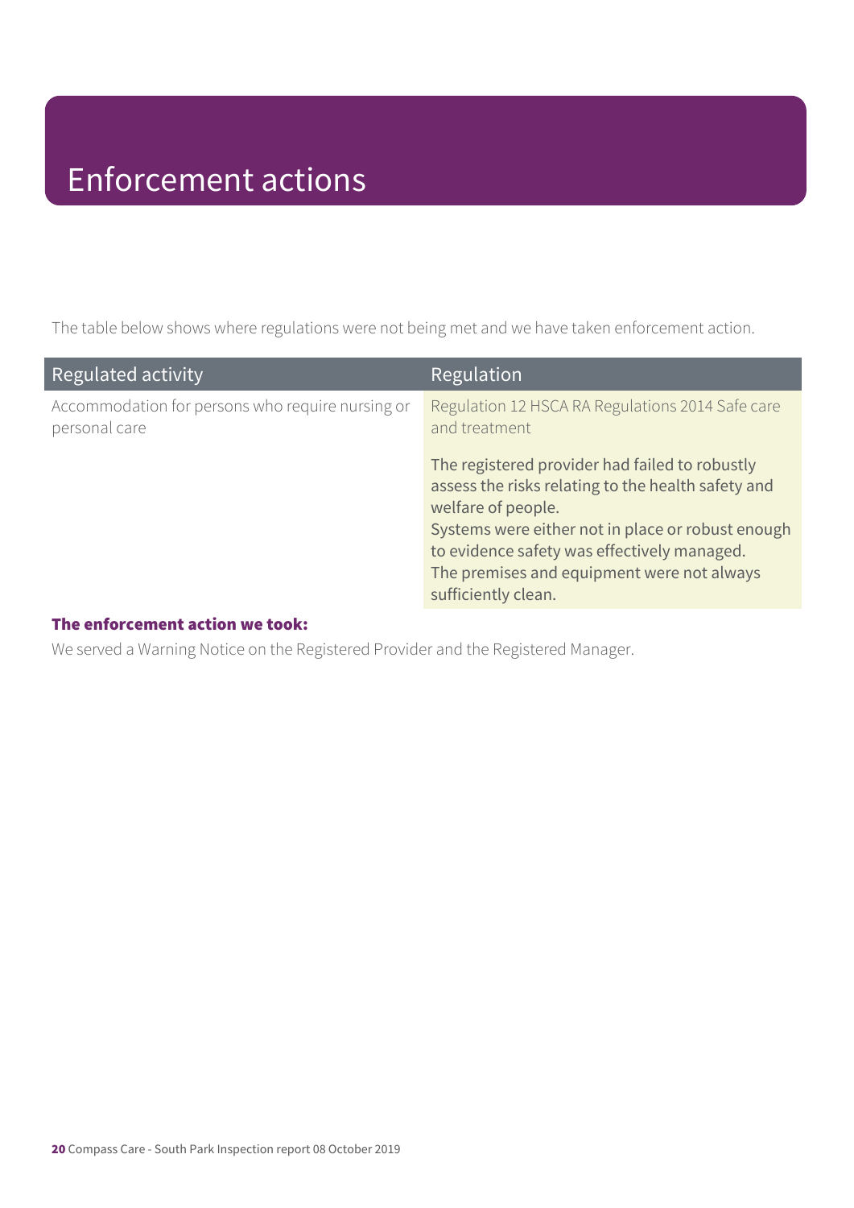# Enforcement actions

The table below shows where regulations were not being met and we have taken enforcement action.

| Regulated activity | Regulation |
| --- | --- |
| Accommodation for persons who require nursing or personal care | Regulation 12 HSCA RA Regulations 2014 Safe care and treatment<br><br>The registered provider had failed to robustly assess the risks relating to the health safety and welfare of people.<br>Systems were either not in place or robust enough to evidence safety was effectively managed.<br>The premises and equipment were not always sufficiently clean. |

**The enforcement action we took:**

We served a Warning Notice on the Registered Provider and the Registered Manager.